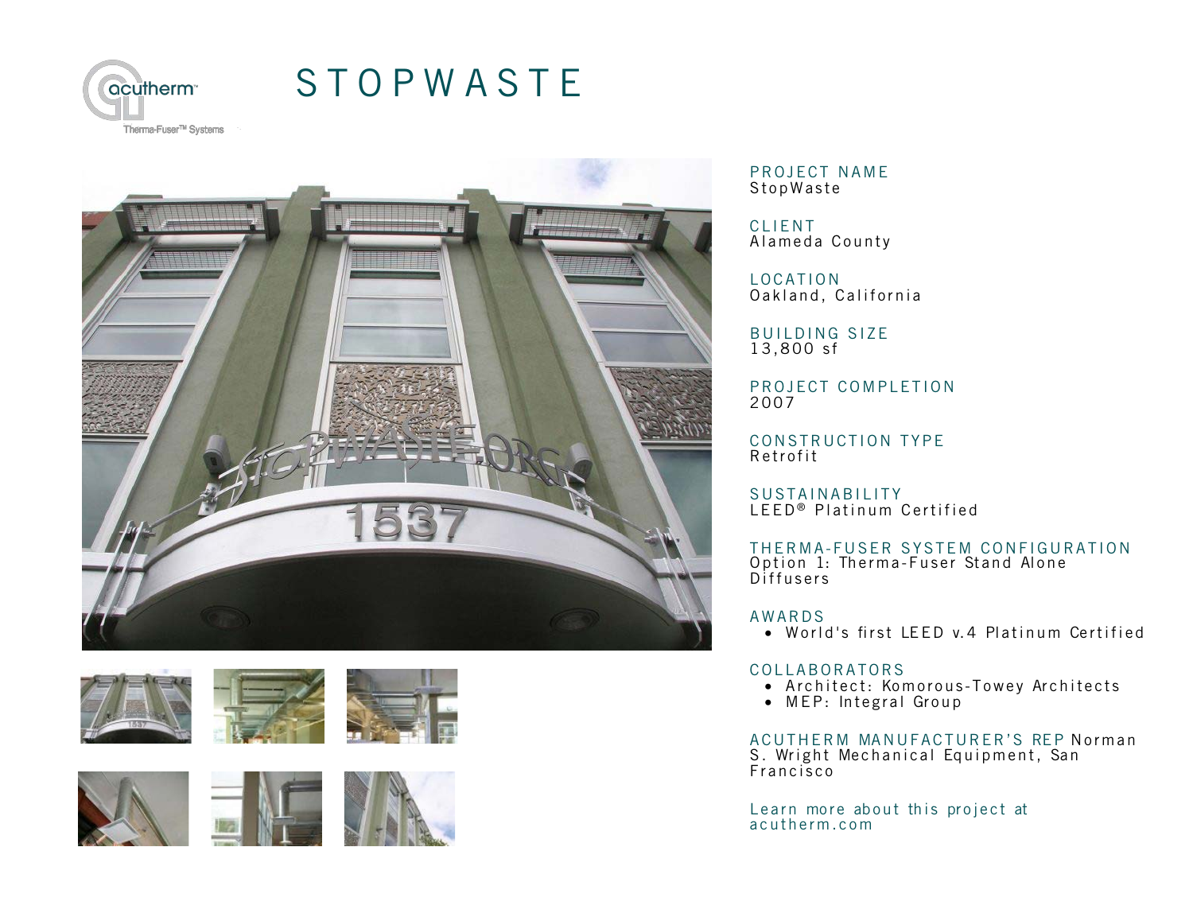acutherm™ Therma-Fuser™ Systems

# STOPWASTE

PROJECT NAME
StopWaste

CLIENT
Alameda County

LOCATION
Oakland, California

BUILDING SIZE
13,800 sf

PROJECT COMPLETION
2007

CONSTRUCTION TYPE
Retrofit

SUSTAINABILITY
LEED® Platinum Certified

THERMA-FUSER SYSTEM CONFIGURATION
Option 1: Therma-Fuser Stand Alone Diffusers

AWARDS
- World's first LEED v.4 Platinum Certified

COLLABORATORS
- Architect: Komorous-Towey Architects
- MEP: Integral Group

ACUTHERM MANUFACTURER'S REP Norman S. Wright Mechanical Equipment, San Francisco

Learn more about this project at acutherm.com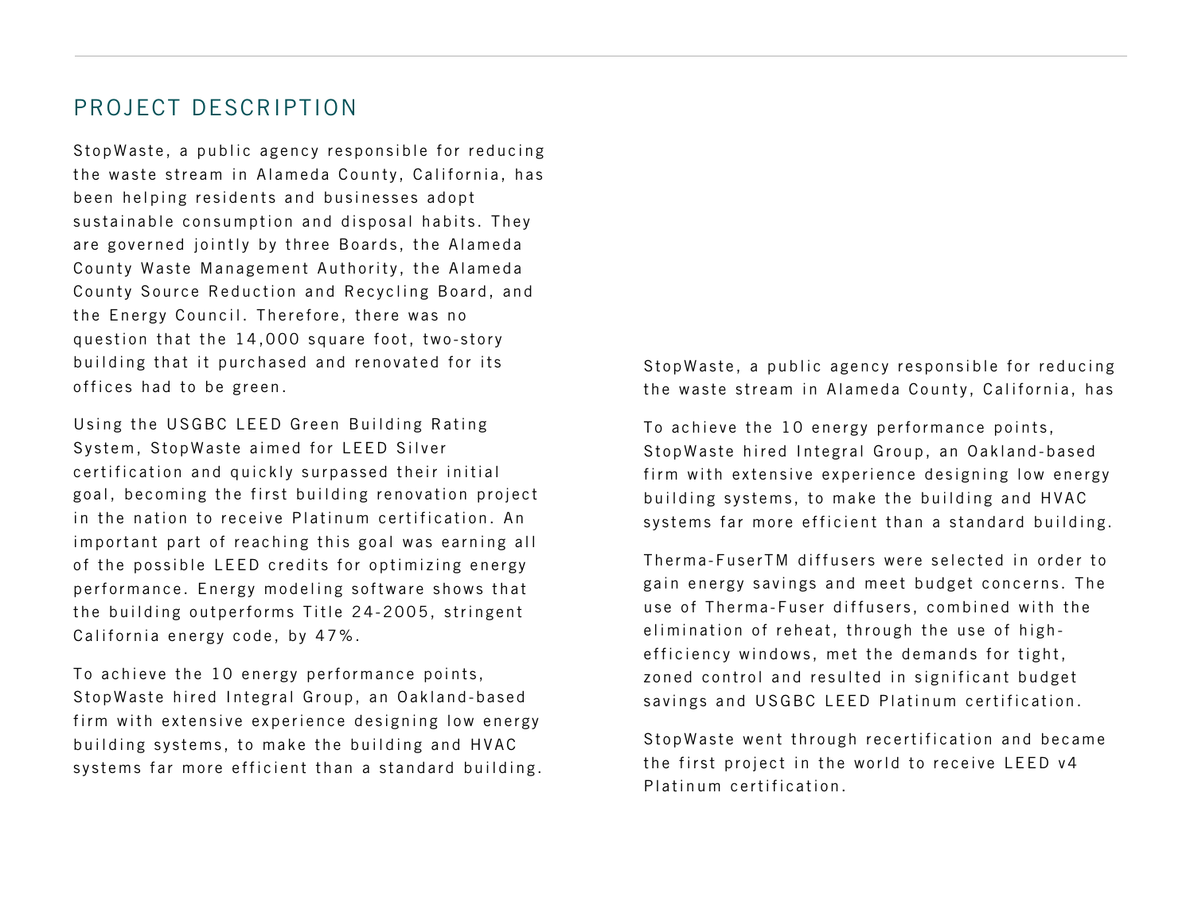## PROJECT DESCRIPTION

StopWaste, a public agency responsible for reducing the waste stream in Alameda County, California, has been helping residents and businesses adopt sustainable consumption and disposal habits. They are governed jointly by three Boards, the Alameda County Waste Management Authority, the Alameda County Source Reduction and Recycling Board, and the Energy Council. Therefore, there was no question that the 14,000 square foot, two-story building that it purchased and renovated for its offices had to be green.

Using the USGBC LEED Green Building Rating System, StopWaste aimed for LEED Silver certification and quickly surpassed their initial goal, becoming the first building renovation project in the nation to receive Platinum certification. An important part of reaching this goal was earning all of the possible LEED credits for optimizing energy performance. Energy modeling software shows that the building outperforms Title 24-2005, stringent California energy code, by 47%.

To achieve the 10 energy performance points, StopWaste hired Integral Group, an Oakland-based firm with extensive experience designing low energy building systems, to make the building and HVAC systems far more efficient than a standard building.

StopWaste, a public agency responsible for reducing the waste stream in Alameda County, California, has

To achieve the 10 energy performance points, StopWaste hired Integral Group, an Oakland-based firm with extensive experience designing low energy building systems, to make the building and HVAC systems far more efficient than a standard building.

Therma-FuserTM diffusers were selected in order to gain energy savings and meet budget concerns. The use of Therma-Fuser diffusers, combined with the elimination of reheat, through the use of high-efficiency windows, met the demands for tight, zoned control and resulted in significant budget savings and USGBC LEED Platinum certification.

StopWaste went through recertification and became the first project in the world to receive LEED v4 Platinum certification.